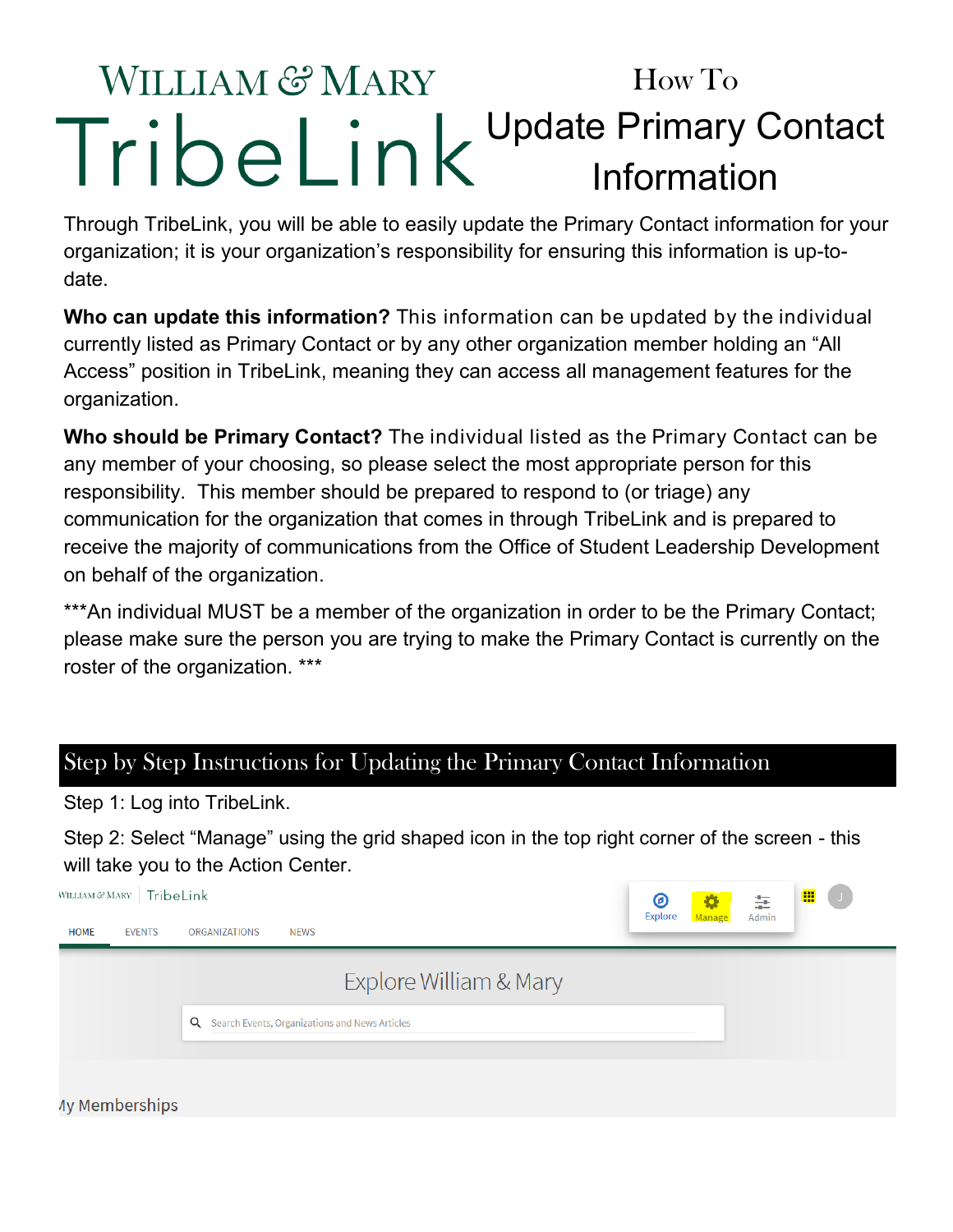# WILLIAM & MARY TribeLink

## How To Update Primary Contact Information

Through TribeLink, you will be able to easily update the Primary Contact information for your organization; it is your organization's responsibility for ensuring this information is up-to-date.

**Who can update this information?** This information can be updated by the individual currently listed as Primary Contact or by any other organization member holding an "All Access" position in TribeLink, meaning they can access all management features for the organization.

**Who should be Primary Contact?** The individual listed as the Primary Contact can be any member of your choosing, so please select the most appropriate person for this responsibility. This member should be prepared to respond to (or triage) any communication for the organization that comes in through TribeLink and is prepared to receive the majority of communications from the Office of Student Leadership Development on behalf of the organization.

***An individual MUST be a member of the organization in order to be the Primary Contact; please make sure the person you are trying to make the Primary Contact is currently on the roster of the organization. ***

## Step by Step Instructions for Updating the Primary Contact Information

Step 1: Log into TribeLink.

Step 2: Select "Manage" using the grid shaped icon in the top right corner of the screen - this will take you to the Action Center.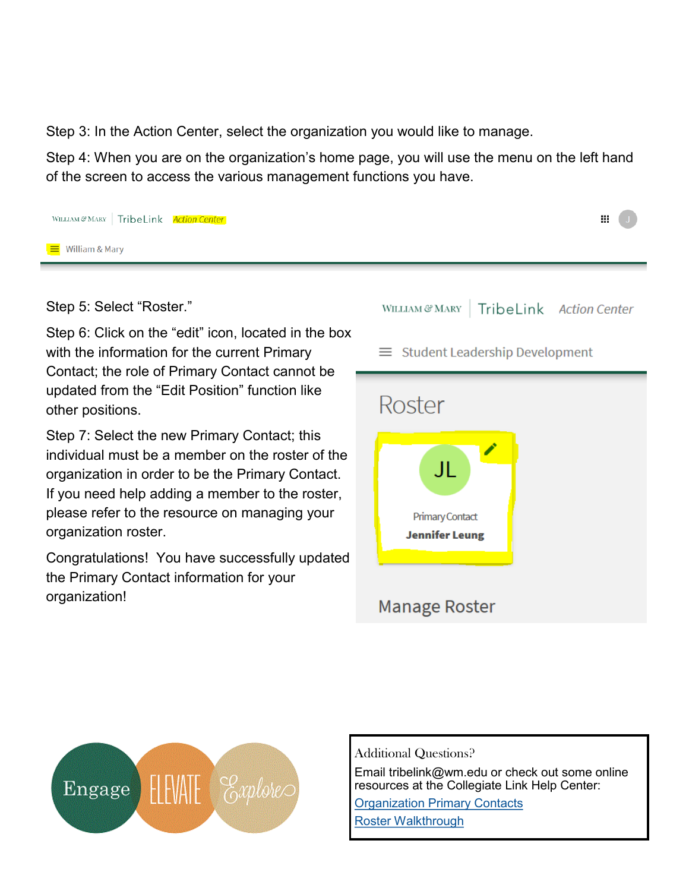Step 3: In the Action Center, select the organization you would like to manage.

Step 4: When you are on the organization's home page, you will use the menu on the left hand of the screen to access the various management functions you have.

Step 5: Select "Roster."

Step 6: Click on the "edit" icon, located in the box with the information for the current Primary Contact; the role of Primary Contact cannot be updated from the "Edit Position" function like other positions.

Step 7: Select the new Primary Contact; this individual must be a member on the roster of the organization in order to be the Primary Contact. If you need help adding a member to the roster, please refer to the resource on managing your organization roster.

Congratulations! You have successfully updated the Primary Contact information for your organization!

Additional Questions?

Email tribelink@wm.edu or check out some online resources at the Collegiate Link Help Center:

[Organization Primary Contacts]

[Roster Walkthrough]